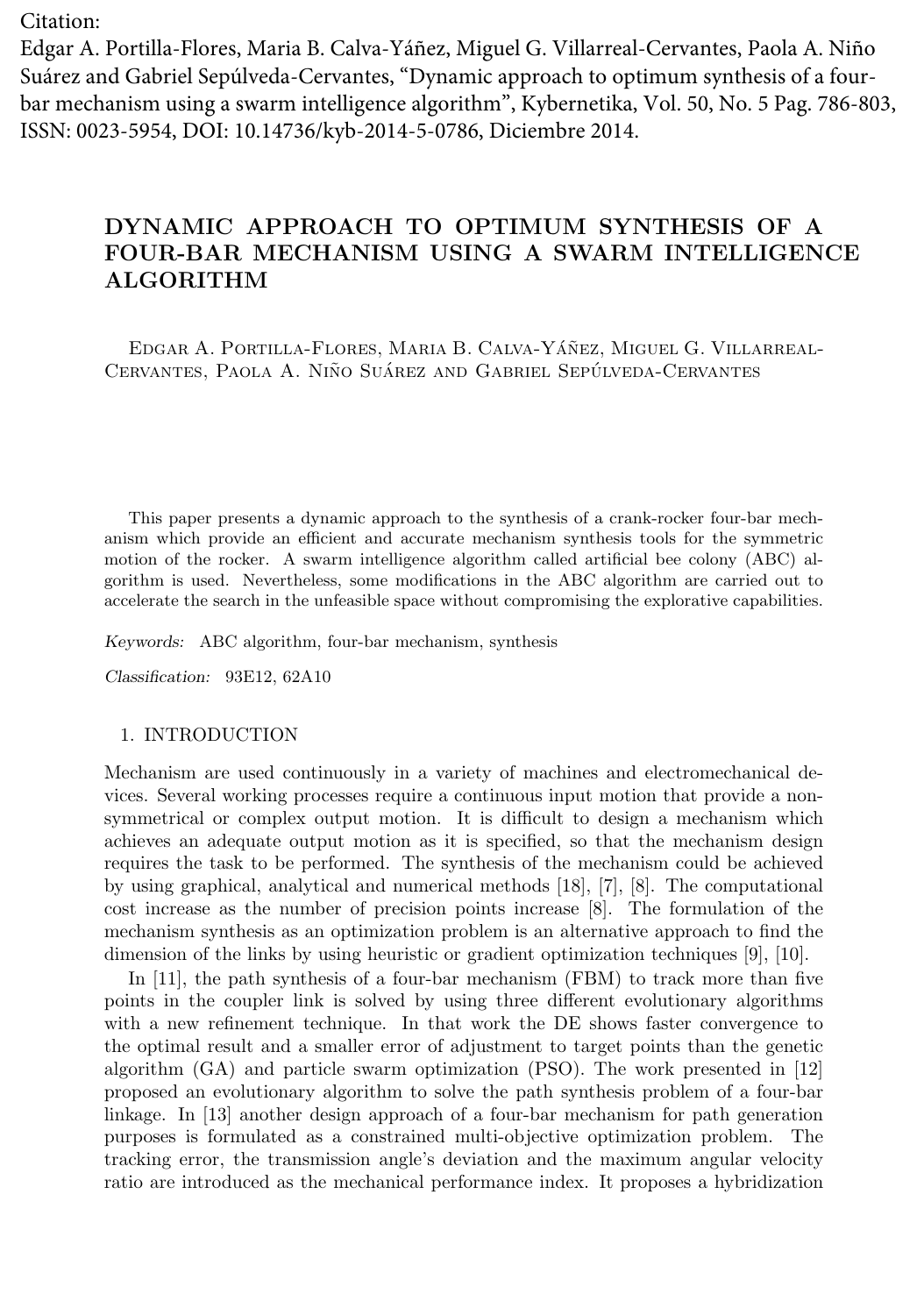Citation:
Edgar A. Portilla-Flores, Maria B. Calva-Yáñez, Miguel G. Villarreal-Cervantes, Paola A. Niño Suárez and Gabriel Sepúlveda-Cervantes, "Dynamic approach to optimum synthesis of a four-bar mechanism using a swarm intelligence algorithm", Kybernetika, Vol. 50, No. 5 Pag. 786-803, ISSN: 0023-5954, DOI: 10.14736/kyb-2014-5-0786, Diciembre 2014.

# DYNAMIC APPROACH TO OPTIMUM SYNTHESIS OF A FOUR-BAR MECHANISM USING A SWARM INTELLIGENCE ALGORITHM

Edgar A. Portilla-Flores, Maria B. Calva-Yáñez, Miguel G. Villarreal-Cervantes, Paola A. Niño Suárez and Gabriel Sepúlveda-Cervantes

This paper presents a dynamic approach to the synthesis of a crank-rocker four-bar mechanism which provide an efficient and accurate mechanism synthesis tools for the symmetric motion of the rocker. A swarm intelligence algorithm called artificial bee colony (ABC) algorithm is used. Nevertheless, some modifications in the ABC algorithm are carried out to accelerate the search in the unfeasible space without compromising the explorative capabilities.

*Keywords:* ABC algorithm, four-bar mechanism, synthesis

*Classification:* 93E12, 62A10

## 1. INTRODUCTION

Mechanism are used continuously in a variety of machines and electromechanical devices. Several working processes require a continuous input motion that provide a non-symmetrical or complex output motion. It is difficult to design a mechanism which achieves an adequate output motion as it is specified, so that the mechanism design requires the task to be performed. The synthesis of the mechanism could be achieved by using graphical, analytical and numerical methods [18], [7], [8]. The computational cost increase as the number of precision points increase [8]. The formulation of the mechanism synthesis as an optimization problem is an alternative approach to find the dimension of the links by using heuristic or gradient optimization techniques [9], [10].

In [11], the path synthesis of a four-bar mechanism (FBM) to track more than five points in the coupler link is solved by using three different evolutionary algorithms with a new refinement technique. In that work the DE shows faster convergence to the optimal result and a smaller error of adjustment to target points than the genetic algorithm (GA) and particle swarm optimization (PSO). The work presented in [12] proposed an evolutionary algorithm to solve the path synthesis problem of a four-bar linkage. In [13] another design approach of a four-bar mechanism for path generation purposes is formulated as a constrained multi-objective optimization problem. The tracking error, the transmission angle's deviation and the maximum angular velocity ratio are introduced as the mechanical performance index. It proposes a hybridization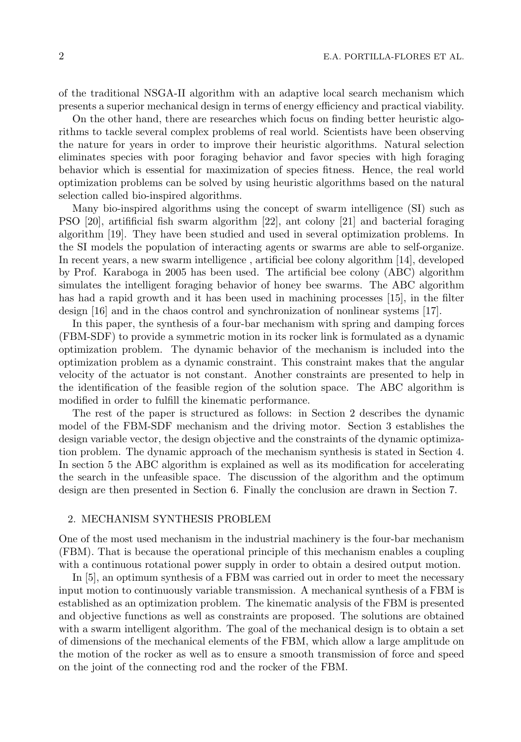of the traditional NSGA-II algorithm with an adaptive local search mechanism which presents a superior mechanical design in terms of energy efficiency and practical viability.

On the other hand, there are researches which focus on finding better heuristic algorithms to tackle several complex problems of real world. Scientists have been observing the nature for years in order to improve their heuristic algorithms. Natural selection eliminates species with poor foraging behavior and favor species with high foraging behavior which is essential for maximization of species fitness. Hence, the real world optimization problems can be solved by using heuristic algorithms based on the natural selection called bio-inspired algorithms.

Many bio-inspired algorithms using the concept of swarm intelligence (SI) such as PSO [20], artifificial fish swarm algorithm [22], ant colony [21] and bacterial foraging algorithm [19]. They have been studied and used in several optimization problems. In the SI models the population of interacting agents or swarms are able to self-organize. In recent years, a new swarm intelligence , artificial bee colony algorithm [14], developed by Prof. Karaboga in 2005 has been used. The artificial bee colony (ABC) algorithm simulates the intelligent foraging behavior of honey bee swarms. The ABC algorithm has had a rapid growth and it has been used in machining processes [15], in the filter design [16] and in the chaos control and synchronization of nonlinear systems [17].

In this paper, the synthesis of a four-bar mechanism with spring and damping forces (FBM-SDF) to provide a symmetric motion in its rocker link is formulated as a dynamic optimization problem. The dynamic behavior of the mechanism is included into the optimization problem as a dynamic constraint. This constraint makes that the angular velocity of the actuator is not constant. Another constraints are presented to help in the identification of the feasible region of the solution space. The ABC algorithm is modified in order to fulfill the kinematic performance.

The rest of the paper is structured as follows: in Section 2 describes the dynamic model of the FBM-SDF mechanism and the driving motor. Section 3 establishes the design variable vector, the design objective and the constraints of the dynamic optimization problem. The dynamic approach of the mechanism synthesis is stated in Section 4. In section 5 the ABC algorithm is explained as well as its modification for accelerating the search in the unfeasible space. The discussion of the algorithm and the optimum design are then presented in Section 6. Finally the conclusion are drawn in Section 7.

## 2. MECHANISM SYNTHESIS PROBLEM

One of the most used mechanism in the industrial machinery is the four-bar mechanism (FBM). That is because the operational principle of this mechanism enables a coupling with a continuous rotational power supply in order to obtain a desired output motion.

In [5], an optimum synthesis of a FBM was carried out in order to meet the necessary input motion to continuously variable transmission. A mechanical synthesis of a FBM is established as an optimization problem. The kinematic analysis of the FBM is presented and objective functions as well as constraints are proposed. The solutions are obtained with a swarm intelligent algorithm. The goal of the mechanical design is to obtain a set of dimensions of the mechanical elements of the FBM, which allow a large amplitude on the motion of the rocker as well as to ensure a smooth transmission of force and speed on the joint of the connecting rod and the rocker of the FBM.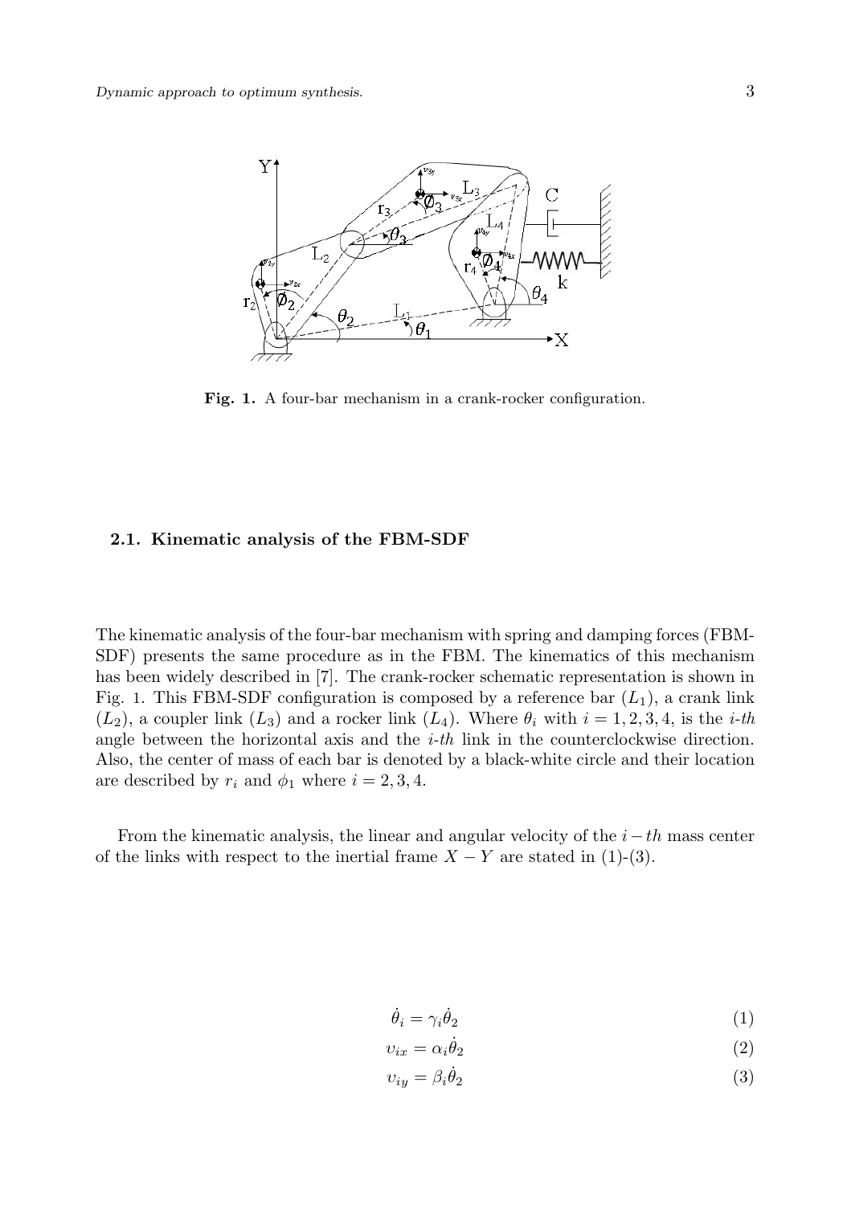Fig. 1. A four-bar mechanism in a crank-rocker configuration.

### 2.1. Kinematic analysis of the FBM-SDF

The kinematic analysis of the four-bar mechanism with spring and damping forces (FBM-SDF) presents the same procedure as in the FBM. The kinematics of this mechanism has been widely described in [7]. The crank-rocker schematic representation is shown in Fig. 1. This FBM-SDF configuration is composed by a reference bar ($L_1$), a crank link ($L_2$), a coupler link ($L_3$) and a rocker link ($L_4$). Where $\theta_i$ with $i = 1, 2, 3, 4$, is the *i-th* angle between the horizontal axis and the *i-th* link in the counterclockwise direction. Also, the center of mass of each bar is denoted by a black-white circle and their location are described by $r_i$ and $\phi_1$ where $i = 2, 3, 4$.

From the kinematic analysis, the linear and angular velocity of the $i-th$ mass center of the links with respect to the inertial frame $X - Y$ are stated in (1)-(3).

$$\dot{\theta}_i = \gamma_i \dot{\theta}_2 \tag{1}$$

$$\upsilon_{ix} = \alpha_i \dot{\theta}_2 \tag{2}$$

$$\upsilon_{iy} = \beta_i \dot{\theta}_2 \tag{3}$$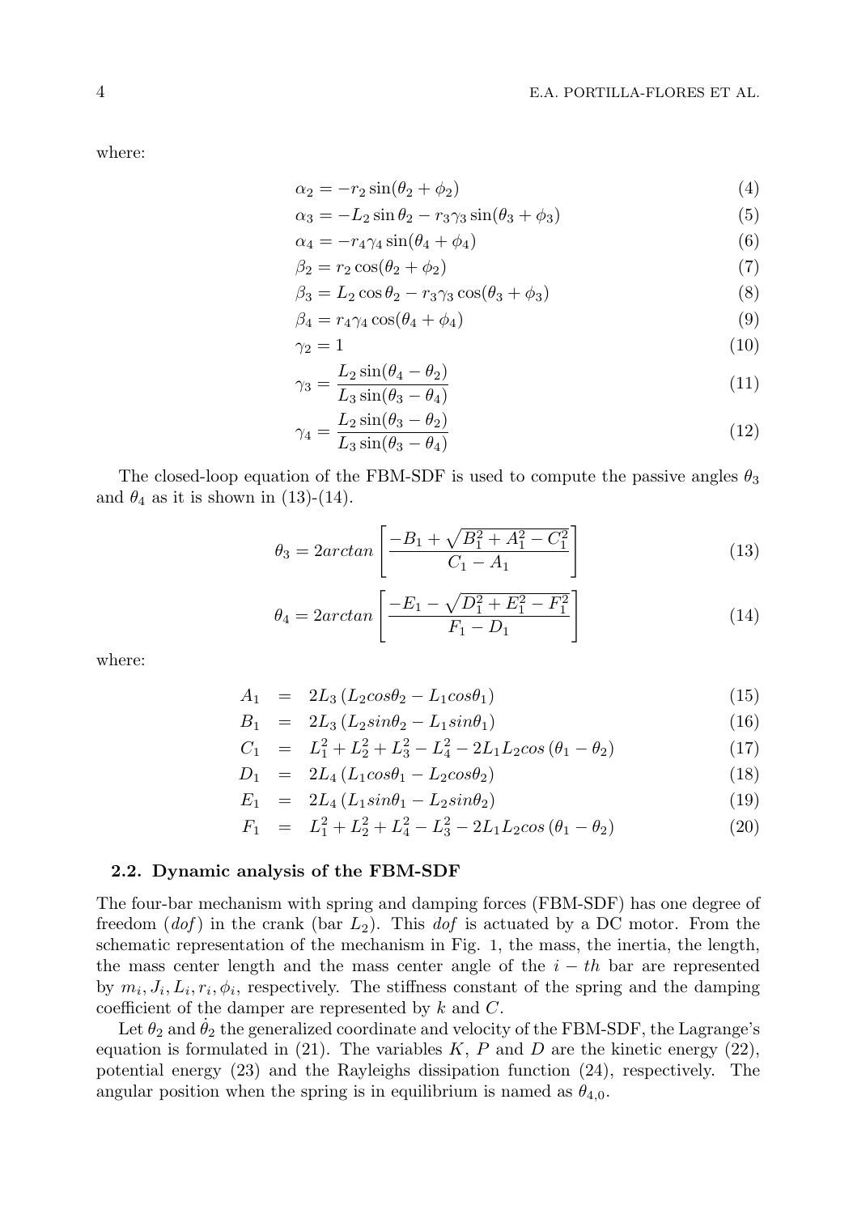where:

$$\alpha_2 = -r_2 \sin(\theta_2 + \phi_2) \tag{4}$$

$$\alpha_3 = -L_2 \sin\theta_2 - r_3\gamma_3 \sin(\theta_3 + \phi_3) \tag{5}$$

$$\alpha_4 = -r_4\gamma_4 \sin(\theta_4 + \phi_4) \tag{6}$$

$$\beta_2 = r_2 \cos(\theta_2 + \phi_2) \tag{7}$$

$$\beta_3 = L_2 \cos\theta_2 - r_3\gamma_3 \cos(\theta_3 + \phi_3) \tag{8}$$

$$\beta_4 = r_4\gamma_4 \cos(\theta_4 + \phi_4) \tag{9}$$

$$\gamma_2 = 1 \tag{10}$$

$$\gamma_3 = \frac{L_2 \sin(\theta_4 - \theta_2)}{L_3 \sin(\theta_3 - \theta_4)} \tag{11}$$

$$\gamma_4 = \frac{L_2 \sin(\theta_3 - \theta_2)}{L_3 \sin(\theta_3 - \theta_4)} \tag{12}$$

The closed-loop equation of the FBM-SDF is used to compute the passive angles $\theta_3$ and $\theta_4$ as it is shown in (13)-(14).

$$\theta_3 = 2arctan\left[\frac{-B_1 + \sqrt{B_1^2 + A_1^2 - C_1^2}}{C_1 - A_1}\right] \tag{13}$$

$$\theta_4 = 2arctan\left[\frac{-E_1 - \sqrt{D_1^2 + E_1^2 - F_1^2}}{F_1 - D_1}\right] \tag{14}$$

where:

$$A_1 = 2L_3\left(L_2 cos\theta_2 - L_1 cos\theta_1\right) \tag{15}$$

$$B_1 = 2L_3\left(L_2 sin\theta_2 - L_1 sin\theta_1\right) \tag{16}$$

$$C_1 = L_1^2 + L_2^2 + L_3^2 - L_4^2 - 2L_1L_2cos\left(\theta_1 - \theta_2\right) \tag{17}$$

$$D_1 = 2L_4\left(L_1 cos\theta_1 - L_2 cos\theta_2\right) \tag{18}$$

$$E_1 = 2L_4\left(L_1 sin\theta_1 - L_2 sin\theta_2\right) \tag{19}$$

$$F_1 = L_1^2 + L_2^2 + L_4^2 - L_3^2 - 2L_1L_2cos\left(\theta_1 - \theta_2\right) \tag{20}$$

### 2.2. Dynamic analysis of the FBM-SDF

The four-bar mechanism with spring and damping forces (FBM-SDF) has one degree of freedom (*dof*) in the crank (bar $L_2$). This *dof* is actuated by a DC motor. From the schematic representation of the mechanism in Fig. 1, the mass, the inertia, the length, the mass center length and the mass center angle of the $i-th$ bar are represented by $m_i, J_i, L_i, r_i, \phi_i$, respectively. The stiffness constant of the spring and the damping coefficient of the damper are represented by $k$ and $C$.

Let $\theta_2$ and $\dot{\theta}_2$ the generalized coordinate and velocity of the FBM-SDF, the Lagrange's equation is formulated in (21). The variables $K$, $P$ and $D$ are the kinetic energy (22), potential energy (23) and the Rayleighs dissipation function (24), respectively. The angular position when the spring is in equilibrium is named as $\theta_{4,0}$.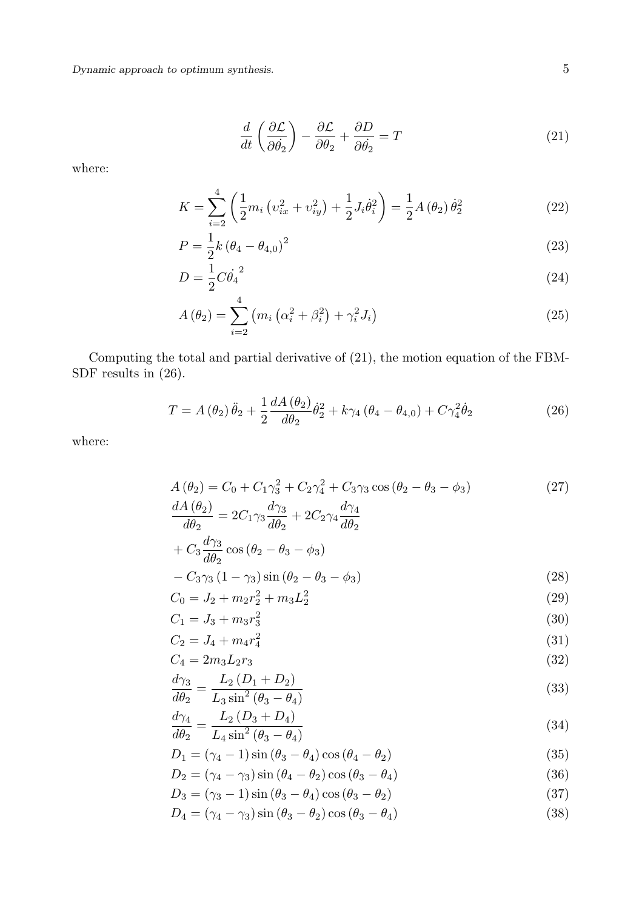$$\frac{d}{dt}\left(\frac{\partial \mathcal{L}}{\partial \dot{\theta_2}}\right) - \frac{\partial \mathcal{L}}{\partial \theta_2} + \frac{\partial D}{\partial \dot{\theta_2}} = T \tag{21}$$

where:

$$K = \sum_{i=2}^{4} \left(\frac{1}{2} m_i \left(\upsilon_{ix}^2 + \upsilon_{iy}^2\right) + \frac{1}{2} J_i \dot{\theta}_i^2\right) = \frac{1}{2} A\left(\theta_2\right) \dot{\theta}_2^2 \tag{22}$$

$$P = \frac{1}{2} k \left(\theta_4 - \theta_{4,0}\right)^2 \tag{23}$$

$$D = \frac{1}{2} C \dot{\theta_4}^2 \tag{24}$$

$$A\left(\theta_2\right) = \sum_{i=2}^{4} \left(m_i \left(\alpha_i^2 + \beta_i^2\right) + \gamma_i^2 J_i\right) \tag{25}$$

Computing the total and partial derivative of (21), the motion equation of the FBM-SDF results in (26).

$$T = A\left(\theta_2\right) \ddot{\theta}_2 + \frac{1}{2} \frac{dA\left(\theta_2\right)}{d\theta_2} \dot{\theta}_2^2 + k\gamma_4 \left(\theta_4 - \theta_{4,0}\right) + C\gamma_4^2 \dot{\theta}_2 \tag{26}$$

where:

$$A\left(\theta_2\right) = C_0 + C_1\gamma_3^2 + C_2\gamma_4^2 + C_3\gamma_3 \cos\left(\theta_2 - \theta_3 - \phi_3\right) \tag{27}$$

$$\begin{aligned} \frac{dA\left(\theta_2\right)}{d\theta_2} &= 2C_1\gamma_3 \frac{d\gamma_3}{d\theta_2} + 2C_2\gamma_4 \frac{d\gamma_4}{d\theta_2} \\ &+ C_3 \frac{d\gamma_3}{d\theta_2} \cos\left(\theta_2 - \theta_3 - \phi_3\right) \\ &- C_3\gamma_3 \left(1 - \gamma_3\right) \sin\left(\theta_2 - \theta_3 - \phi_3\right) \end{aligned} \tag{28}$$

$$C_0 = J_2 + m_2 r_2^2 + m_3 L_2^2 \tag{29}$$

$$C_1 = J_3 + m_3 r_3^2 \tag{30}$$

$$C_2 = J_4 + m_4 r_4^2 \tag{31}$$

$$C_4 = 2m_3 L_2 r_3 \tag{32}$$

$$\frac{d\gamma_3}{d\theta_2} = \frac{L_2\left(D_1 + D_2\right)}{L_3 \sin^2\left(\theta_3 - \theta_4\right)} \tag{33}$$

$$\frac{d\gamma_4}{d\theta_2} = \frac{L_2\left(D_3 + D_4\right)}{L_4 \sin^2\left(\theta_3 - \theta_4\right)} \tag{34}$$

$$D_1 = \left(\gamma_4 - 1\right) \sin\left(\theta_3 - \theta_4\right) \cos\left(\theta_4 - \theta_2\right) \tag{35}$$

$$D_2 = \left(\gamma_4 - \gamma_3\right) \sin\left(\theta_4 - \theta_2\right) \cos\left(\theta_3 - \theta_4\right) \tag{36}$$

$$D_3 = \left(\gamma_3 - 1\right) \sin\left(\theta_3 - \theta_4\right) \cos\left(\theta_3 - \theta_2\right) \tag{37}$$

$$D_4 = \left(\gamma_4 - \gamma_3\right) \sin\left(\theta_3 - \theta_2\right) \cos\left(\theta_3 - \theta_4\right) \tag{38}$$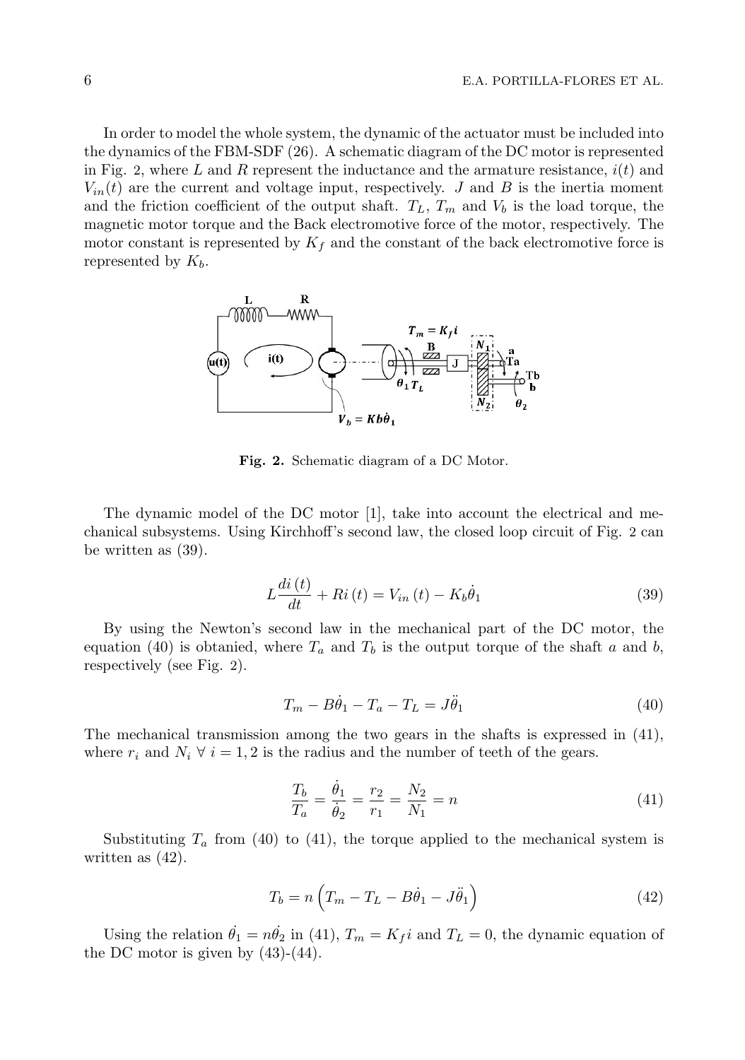In order to model the whole system, the dynamic of the actuator must be included into the dynamics of the FBM-SDF (26). A schematic diagram of the DC motor is represented in Fig. 2, where $L$ and $R$ represent the inductance and the armature resistance, $i(t)$ and $V_{in}(t)$ are the current and voltage input, respectively. $J$ and $B$ is the inertia moment and the friction coefficient of the output shaft. $T_L$, $T_m$ and $V_b$ is the load torque, the magnetic motor torque and the Back electromotive force of the motor, respectively. The motor constant is represented by $K_f$ and the constant of the back electromotive force is represented by $K_b$.

**Fig. 2.** Schematic diagram of a DC Motor.

The dynamic model of the DC motor [1], take into account the electrical and mechanical subsystems. Using Kirchhoff's second law, the closed loop circuit of Fig. 2 can be written as (39).

$$L\frac{di\left(t\right)}{dt}+Ri\left(t\right)=V_{in}\left(t\right)-K_b\dot{\theta}_1 \tag{39}$$

By using the Newton's second law in the mechanical part of the DC motor, the equation (40) is obtanied, where $T_a$ and $T_b$ is the output torque of the shaft $a$ and $b$, respectively (see Fig. 2).

$$T_m - B\dot{\theta}_1 - T_a - T_L = J\ddot{\theta}_1 \tag{40}$$

The mechanical transmission among the two gears in the shafts is expressed in (41), where $r_i$ and $N_i$ $\forall$ $i = 1, 2$ is the radius and the number of teeth of the gears.

$$\frac{T_b}{T_a} = \frac{\dot{\theta}_1}{\dot{\theta}_2} = \frac{r_2}{r_1} = \frac{N_2}{N_1} = n \tag{41}$$

Substituting $T_a$ from (40) to (41), the torque applied to the mechanical system is written as (42).

$$T_b = n\left(T_m - T_L - B\dot{\theta}_1 - J\ddot{\theta}_1\right) \tag{42}$$

Using the relation $\dot{\theta_1} = n\dot{\theta_2}$ in (41), $T_m = K_f i$ and $T_L = 0$, the dynamic equation of the DC motor is given by (43)-(44).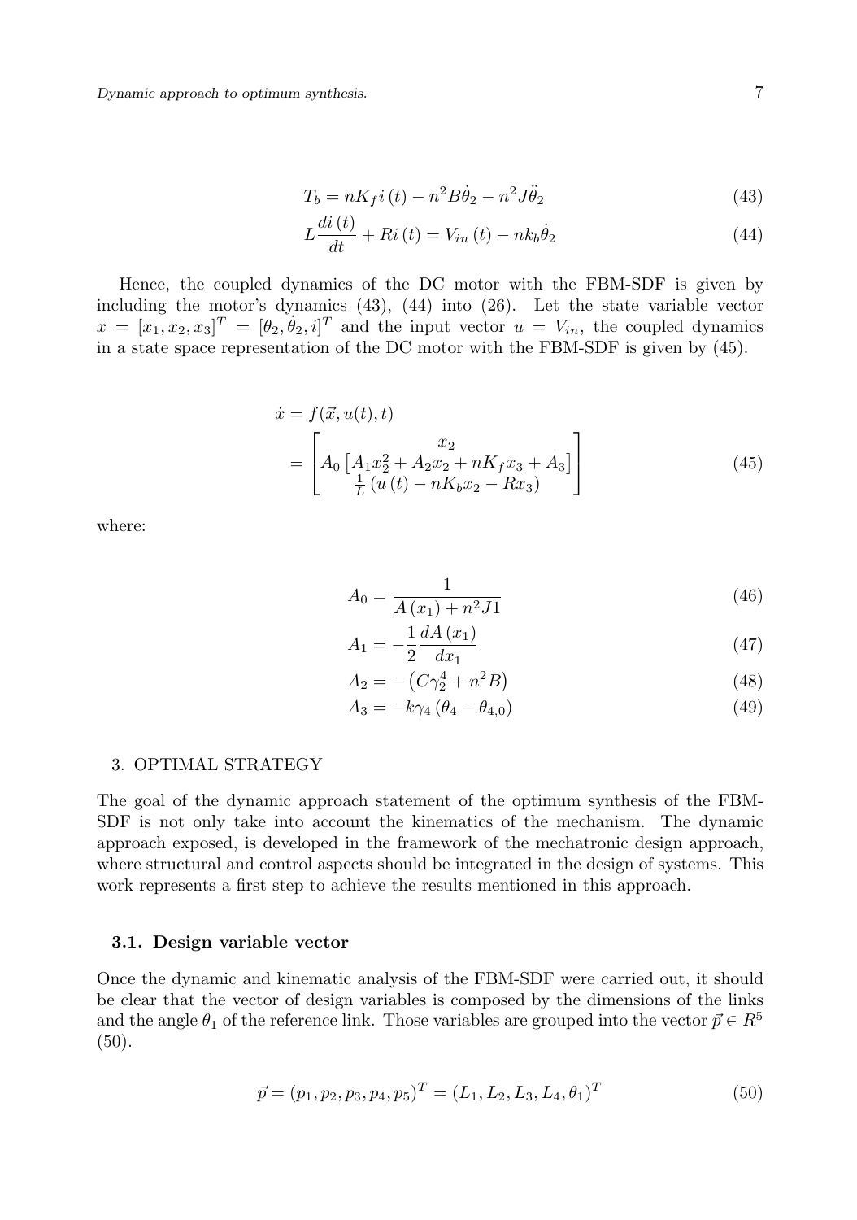$$T_b = nK_f i(t) - n^2 B\dot{\theta}_2 - n^2 J\ddot{\theta}_2 \tag{43}$$

$$L\frac{di(t)}{dt} + Ri(t) = V_{in}(t) - nk_b\dot{\theta}_2 \tag{44}$$

Hence, the coupled dynamics of the DC motor with the FBM-SDF is given by including the motor's dynamics (43), (44) into (26). Let the state variable vector $x = [x_1, x_2, x_3]^T = [\theta_2, \dot{\theta}_2, i]^T$ and the input vector $u = V_{in}$, the coupled dynamics in a state space representation of the DC motor with the FBM-SDF is given by (45).

$$\begin{aligned} \dot{x} &= f(\vec{x}, u(t), t) \\ &= \begin{bmatrix} x_2 \\ A_0\left[A_1 x_2^2 + A_2 x_2 + nK_f x_3 + A_3\right] \\ \frac{1}{L}\left(u(t) - nK_b x_2 - Rx_3\right) \end{bmatrix} \end{aligned} \tag{45}$$

where:

$$A_0 = \frac{1}{A(x_1) + n^2 J1} \tag{46}$$

$$A_1 = -\frac{1}{2}\frac{dA(x_1)}{dx_1} \tag{47}$$

$$A_2 = -\left(C\gamma_2^4 + n^2 B\right) \tag{48}$$

$$A_3 = -k\gamma_4\left(\theta_4 - \theta_{4,0}\right) \tag{49}$$

## 3. OPTIMAL STRATEGY

The goal of the dynamic approach statement of the optimum synthesis of the FBM-SDF is not only take into account the kinematics of the mechanism. The dynamic approach exposed, is developed in the framework of the mechatronic design approach, where structural and control aspects should be integrated in the design of systems. This work represents a first step to achieve the results mentioned in this approach.

### 3.1. Design variable vector

Once the dynamic and kinematic analysis of the FBM-SDF were carried out, it should be clear that the vector of design variables is composed by the dimensions of the links and the angle $\theta_1$ of the reference link. Those variables are grouped into the vector $\vec{p} \in R^5$ (50).

$$\vec{p} = (p_1, p_2, p_3, p_4, p_5)^T = (L_1, L_2, L_3, L_4, \theta_1)^T \tag{50}$$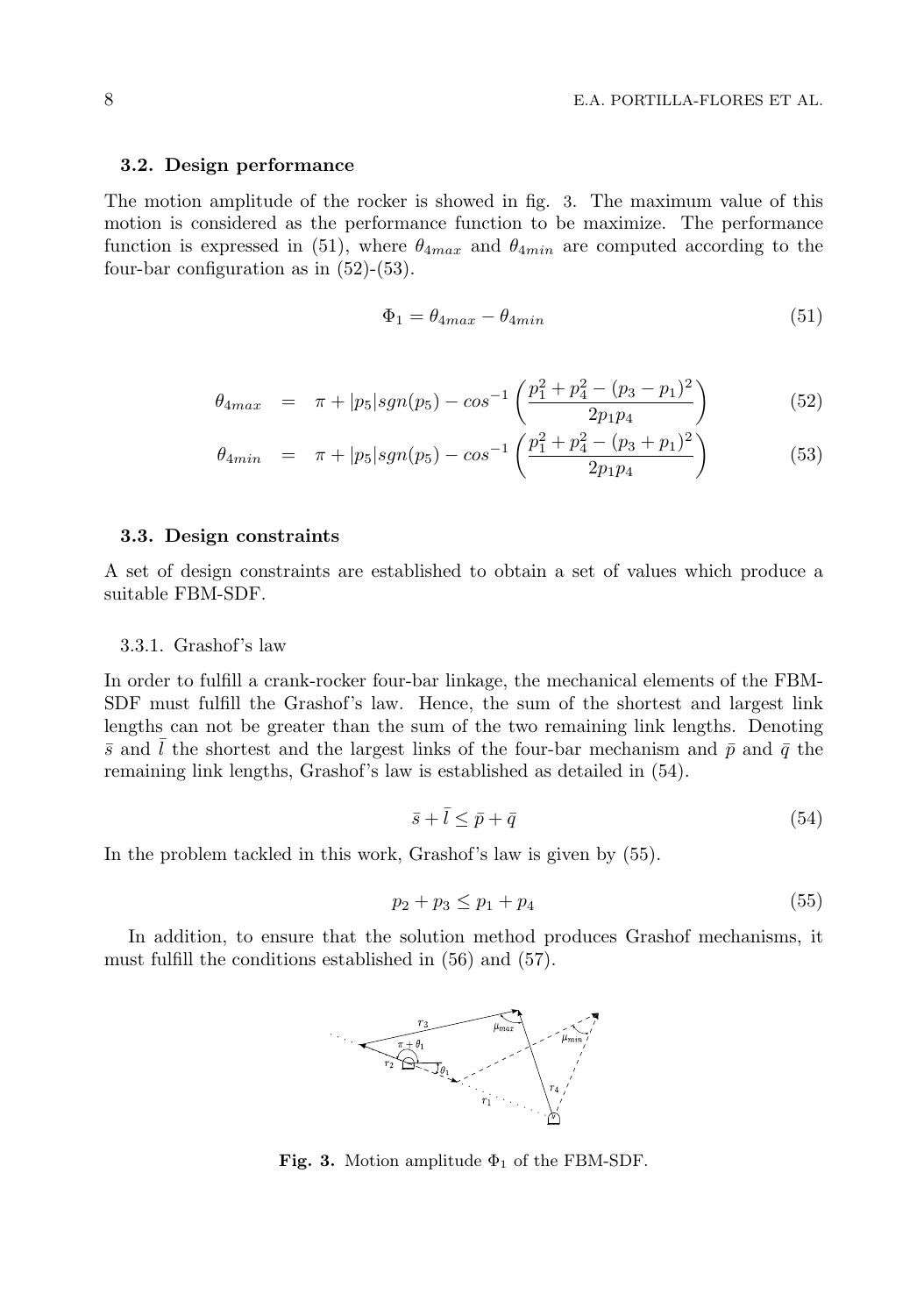### 3.2. Design performance

The motion amplitude of the rocker is showed in fig. 3. The maximum value of this motion is considered as the performance function to be maximize. The performance function is expressed in (51), where $\theta_{4max}$ and $\theta_{4min}$ are computed according to the four-bar configuration as in (52)-(53).

$$\Phi_1 = \theta_{4max} - \theta_{4min} \tag{51}$$

$$\theta_{4max} = \pi + |p_5| sgn(p_5) - cos^{-1}\left(\frac{p_1^2 + p_4^2 - (p_3 - p_1)^2}{2p_1p_4}\right) \tag{52}$$

$$\theta_{4min} = \pi + |p_5| sgn(p_5) - cos^{-1}\left(\frac{p_1^2 + p_4^2 - (p_3 + p_1)^2}{2p_1p_4}\right) \tag{53}$$

### 3.3. Design constraints

A set of design constraints are established to obtain a set of values which produce a suitable FBM-SDF.

#### 3.3.1. Grashof's law

In order to fulfill a crank-rocker four-bar linkage, the mechanical elements of the FBM-SDF must fulfill the Grashof's law. Hence, the sum of the shortest and largest link lengths can not be greater than the sum of the two remaining link lengths. Denoting $\bar{s}$ and $\bar{l}$ the shortest and the largest links of the four-bar mechanism and $\bar{p}$ and $\bar{q}$ the remaining link lengths, Grashof's law is established as detailed in (54).

$$\bar{s} + \bar{l} \leq \bar{p} + \bar{q} \tag{54}$$

In the problem tackled in this work, Grashof's law is given by (55).

$$p_2 + p_3 \leq p_1 + p_4 \tag{55}$$

In addition, to ensure that the solution method produces Grashof mechanisms, it must fulfill the conditions established in (56) and (57).

**Fig. 3.** Motion amplitude $\Phi_1$ of the FBM-SDF.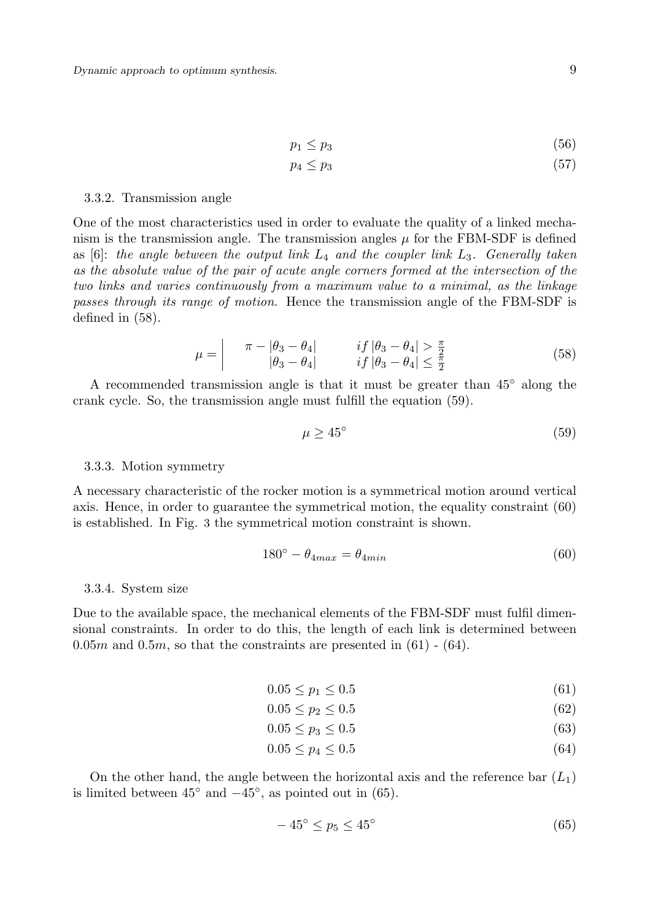$$p_1 \leq p_3 \tag{56}$$

$$p_4 \leq p_3 \tag{57}$$

### 3.3.2. Transmission angle

One of the most characteristics used in order to evaluate the quality of a linked mechanism is the transmission angle. The transmission angles $\mu$ for the FBM-SDF is defined as [6]: *the angle between the output link $L_4$ and the coupler link $L_3$. Generally taken as the absolute value of the pair of acute angle corners formed at the intersection of the two links and varies continuously from a maximum value to a minimal, as the linkage passes through its range of motion.* Hence the transmission angle of the FBM-SDF is defined in (58).

$$\mu = \left| \begin{array}{ll} \pi - |\theta_3 - \theta_4| & if\, |\theta_3 - \theta_4| > \frac{\pi}{2} \\ |\theta_3 - \theta_4| & if\, |\theta_3 - \theta_4| \leq \frac{\pi}{2} \end{array} \right. \tag{58}$$

A recommended transmission angle is that it must be greater than $45^\circ$ along the crank cycle. So, the transmission angle must fulfill the equation (59).

$$\mu \geq 45^\circ \tag{59}$$

### 3.3.3. Motion symmetry

A necessary characteristic of the rocker motion is a symmetrical motion around vertical axis. Hence, in order to guarantee the symmetrical motion, the equality constraint (60) is established. In Fig. 3 the symmetrical motion constraint is shown.

$$180^\circ - \theta_{4max} = \theta_{4min} \tag{60}$$

### 3.3.4. System size

Due to the available space, the mechanical elements of the FBM-SDF must fulfil dimensional constraints. In order to do this, the length of each link is determined between $0.05m$ and $0.5m$, so that the constraints are presented in (61) - (64).

$$0.05 \leq p_1 \leq 0.5 \tag{61}$$

$$0.05 \leq p_2 \leq 0.5 \tag{62}$$

$$0.05 \leq p_3 \leq 0.5 \tag{63}$$

$$0.05 \leq p_4 \leq 0.5 \tag{64}$$

On the other hand, the angle between the horizontal axis and the reference bar ($L_1$) is limited between $45^\circ$ and $-45^\circ$, as pointed out in (65).

$$-45^\circ \leq p_5 \leq 45^\circ \tag{65}$$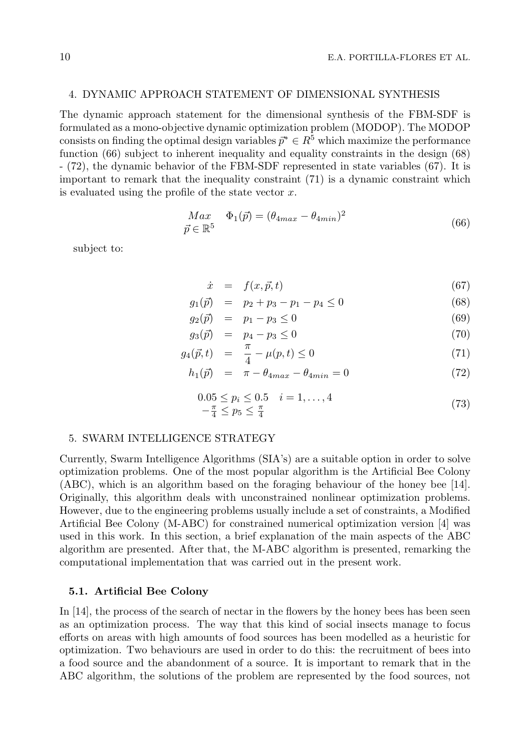## 4. DYNAMIC APPROACH STATEMENT OF DIMENSIONAL SYNTHESIS

The dynamic approach statement for the dimensional synthesis of the FBM-SDF is formulated as a mono-objective dynamic optimization problem (MODOP). The MODOP consists on finding the optimal design variables $\vec{p}^* \in R^5$ which maximize the performance function (66) subject to inherent inequality and equality constraints in the design (68) - (72), the dynamic behavior of the FBM-SDF represented in state variables (67). It is important to remark that the inequality constraint (71) is a dynamic constraint which is evaluated using the profile of the state vector $x$.

$$\underset{\vec{p} \in \mathbb{R}^5}{Max} \quad \Phi_1(\vec{p}) = (\theta_{4max} - \theta_{4min})^2 \tag{66}$$

subject to:

$$\dot{x} = f(x, \vec{p}, t) \tag{67}$$

$$g_1(\vec{p}) = p_2 + p_3 - p_1 - p_4 \leq 0 \tag{68}$$

$$g_2(\vec{p}) = p_1 - p_3 \leq 0 \tag{69}$$

$$g_3(\vec{p}) = p_4 - p_3 \leq 0 \tag{70}$$

$$g_4(\vec{p}, t) = \frac{\pi}{4} - \mu(p, t) \leq 0 \tag{71}$$

$$h_1(\vec{p}) = \pi - \theta_{4max} - \theta_{4min} = 0 \tag{72}$$

$$\begin{array}{l} 0.05 \leq p_i \leq 0.5 \quad i = 1, \ldots, 4 \\ -\frac{\pi}{4} \leq p_5 \leq \frac{\pi}{4} \end{array} \tag{73}$$

## 5. SWARM INTELLIGENCE STRATEGY

Currently, Swarm Intelligence Algorithms (SIA's) are a suitable option in order to solve optimization problems. One of the most popular algorithm is the Artificial Bee Colony (ABC), which is an algorithm based on the foraging behaviour of the honey bee [14]. Originally, this algorithm deals with unconstrained nonlinear optimization problems. However, due to the engineering problems usually include a set of constraints, a Modified Artificial Bee Colony (M-ABC) for constrained numerical optimization version [4] was used in this work. In this section, a brief explanation of the main aspects of the ABC algorithm are presented. After that, the M-ABC algorithm is presented, remarking the computational implementation that was carried out in the present work.

### 5.1. Artificial Bee Colony

In [14], the process of the search of nectar in the flowers by the honey bees has been seen as an optimization process. The way that this kind of social insects manage to focus efforts on areas with high amounts of food sources has been modelled as a heuristic for optimization. Two behaviours are used in order to do this: the recruitment of bees into a food source and the abandonment of a source. It is important to remark that in the ABC algorithm, the solutions of the problem are represented by the food sources, not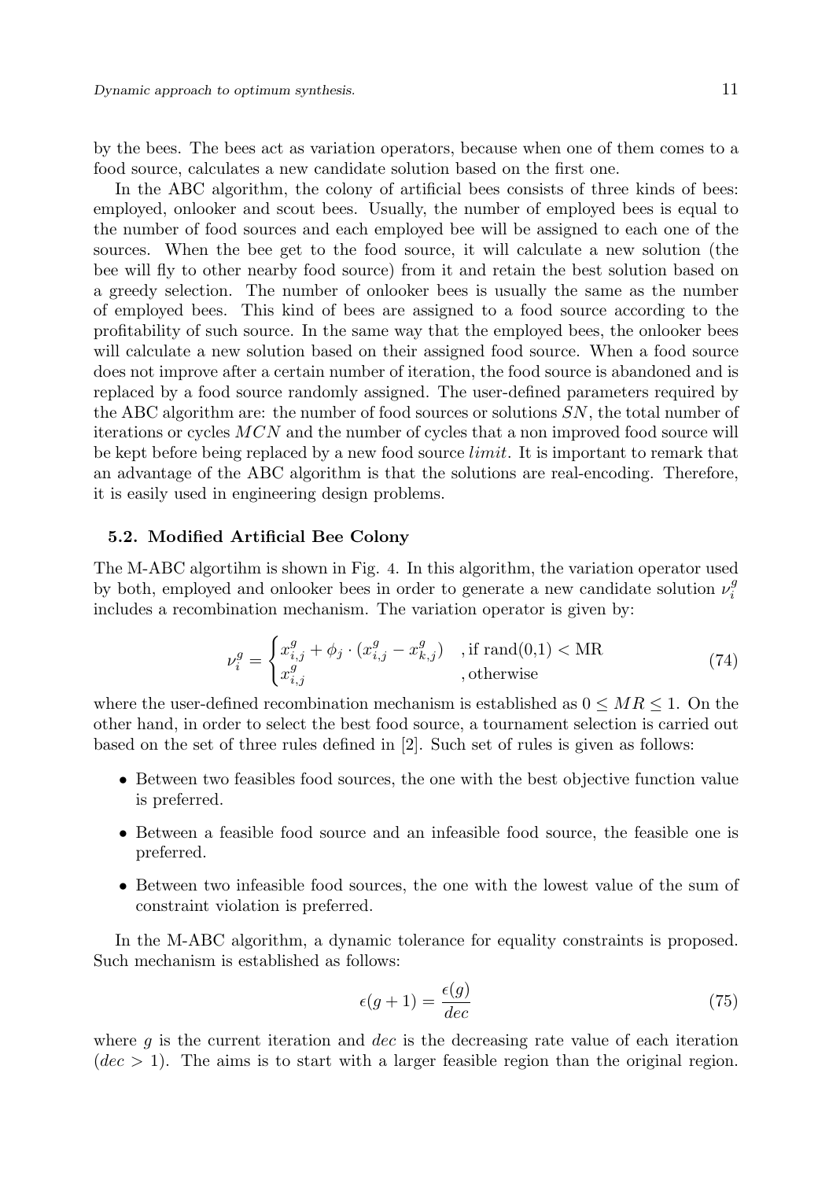by the bees. The bees act as variation operators, because when one of them comes to a food source, calculates a new candidate solution based on the first one.

In the ABC algorithm, the colony of artificial bees consists of three kinds of bees: employed, onlooker and scout bees. Usually, the number of employed bees is equal to the number of food sources and each employed bee will be assigned to each one of the sources. When the bee get to the food source, it will calculate a new solution (the bee will fly to other nearby food source) from it and retain the best solution based on a greedy selection. The number of onlooker bees is usually the same as the number of employed bees. This kind of bees are assigned to a food source according to the profitability of such source. In the same way that the employed bees, the onlooker bees will calculate a new solution based on their assigned food source. When a food source does not improve after a certain number of iteration, the food source is abandoned and is replaced by a food source randomly assigned. The user-defined parameters required by the ABC algorithm are: the number of food sources or solutions $SN$, the total number of iterations or cycles $MCN$ and the number of cycles that a non improved food source will be kept before being replaced by a new food source $limit$. It is important to remark that an advantage of the ABC algorithm is that the solutions are real-encoding. Therefore, it is easily used in engineering design problems.

### 5.2. Modified Artificial Bee Colony

The M-ABC algortihm is shown in Fig. 4. In this algorithm, the variation operator used by both, employed and onlooker bees in order to generate a new candidate solution $\nu_i^g$ includes a recombination mechanism. The variation operator is given by:

$$\nu_i^g = \begin{cases} x_{i,j}^g + \phi_j \cdot (x_{i,j}^g - x_{k,j}^g) & \text{, if rand(0,1)} < \text{MR} \\ x_{i,j}^g & \text{, otherwise} \end{cases} \tag{74}$$

where the user-defined recombination mechanism is established as $0 \leq MR \leq 1$. On the other hand, in order to select the best food source, a tournament selection is carried out based on the set of three rules defined in [2]. Such set of rules is given as follows:

- Between two feasibles food sources, the one with the best objective function value is preferred.
- Between a feasible food source and an infeasible food source, the feasible one is preferred.
- Between two infeasible food sources, the one with the lowest value of the sum of constraint violation is preferred.

In the M-ABC algorithm, a dynamic tolerance for equality constraints is proposed. Such mechanism is established as follows:

$$\epsilon(g+1) = \frac{\epsilon(g)}{dec} \tag{75}$$

where $g$ is the current iteration and $dec$ is the decreasing rate value of each iteration ($dec > 1$). The aims is to start with a larger feasible region than the original region.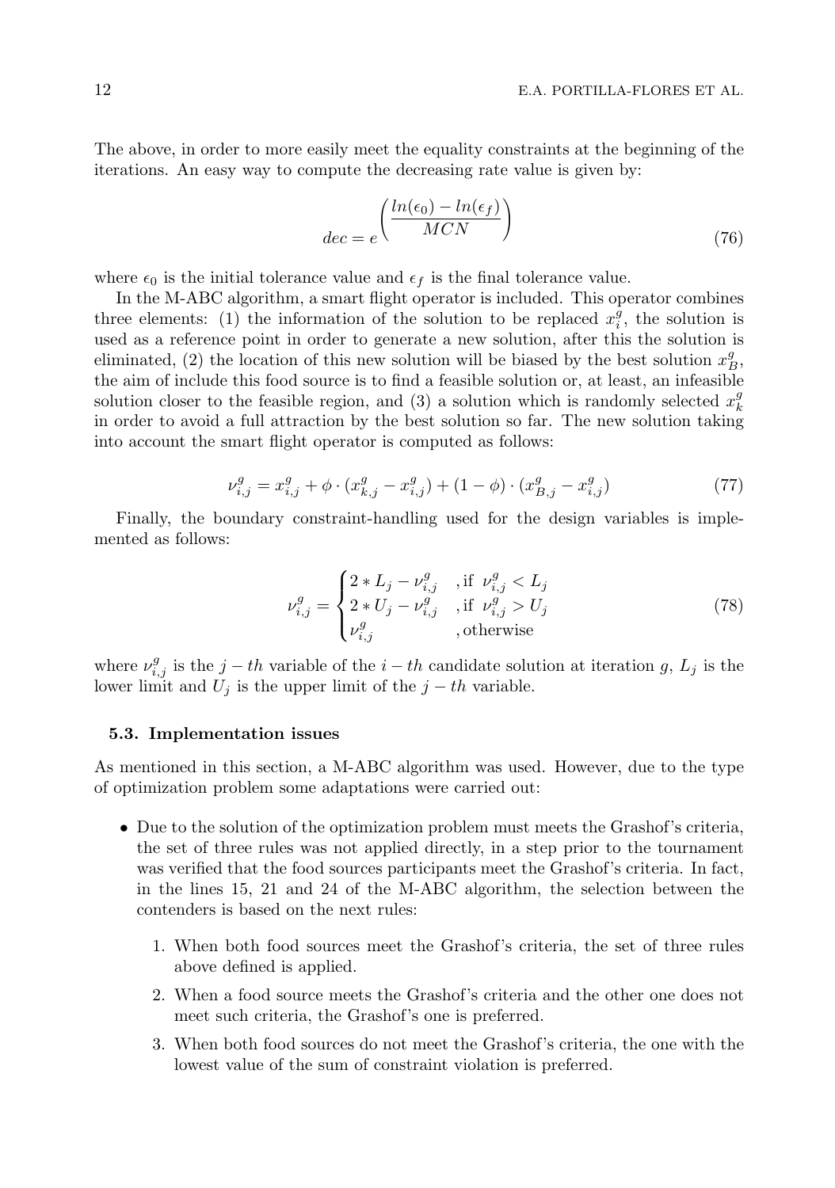The above, in order to more easily meet the equality constraints at the beginning of the iterations. An easy way to compute the decreasing rate value is given by:

$$dec = e^{\left(\dfrac{ln(\epsilon_0) - ln(\epsilon_f)}{MCN}\right)} \tag{76}$$

where $\epsilon_0$ is the initial tolerance value and $\epsilon_f$ is the final tolerance value.

In the M-ABC algorithm, a smart flight operator is included. This operator combines three elements: (1) the information of the solution to be replaced $x_i^g$, the solution is used as a reference point in order to generate a new solution, after this the solution is eliminated, (2) the location of this new solution will be biased by the best solution $x_B^g$, the aim of include this food source is to find a feasible solution or, at least, an infeasible solution closer to the feasible region, and (3) a solution which is randomly selected $x_k^g$ in order to avoid a full attraction by the best solution so far. The new solution taking into account the smart flight operator is computed as follows:

$$\nu_{i,j}^g = x_{i,j}^g + \phi \cdot (x_{k,j}^g - x_{i,j}^g) + (1 - \phi) \cdot (x_{B,j}^g - x_{i,j}^g) \tag{77}$$

Finally, the boundary constraint-handling used for the design variables is implemented as follows:

$$\nu_{i,j}^g = \begin{cases} 2 * L_j - \nu_{i,j}^g & \text{, if } \nu_{i,j}^g < L_j \\ 2 * U_j - \nu_{i,j}^g & \text{, if } \nu_{i,j}^g > U_j \\ \nu_{i,j}^g & \text{, otherwise} \end{cases} \tag{78}$$

where $\nu_{i,j}^g$ is the $j-th$ variable of the $i-th$ candidate solution at iteration $g$, $L_j$ is the lower limit and $U_j$ is the upper limit of the $j-th$ variable.

### 5.3. Implementation issues

As mentioned in this section, a M-ABC algorithm was used. However, due to the type of optimization problem some adaptations were carried out:

- Due to the solution of the optimization problem must meets the Grashof's criteria, the set of three rules was not applied directly, in a step prior to the tournament was verified that the food sources participants meet the Grashof's criteria. In fact, in the lines 15, 21 and 24 of the M-ABC algorithm, the selection between the contenders is based on the next rules:

  1. When both food sources meet the Grashof's criteria, the set of three rules above defined is applied.
  2. When a food source meets the Grashof's criteria and the other one does not meet such criteria, the Grashof's one is preferred.
  3. When both food sources do not meet the Grashof's criteria, the one with the lowest value of the sum of constraint violation is preferred.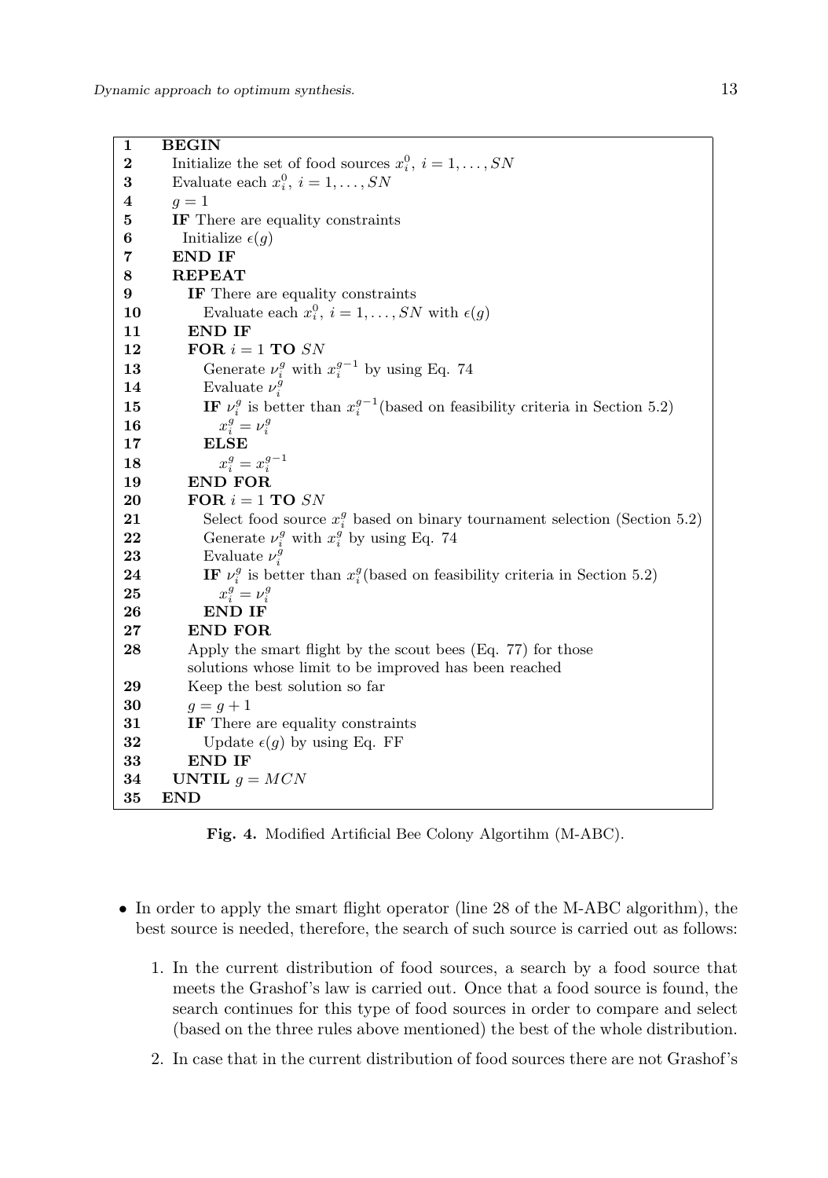```
1   BEGIN
2     Initialize the set of food sources x_i^0, i = 1, ..., SN
3     Evaluate each x_i^0, i = 1, ..., SN
4     g = 1
5     IF There are equality constraints
6       Initialize ε(g)
7     END IF
8     REPEAT
9       IF There are equality constraints
10        Evaluate each x_i^0, i = 1, ..., SN with ε(g)
11      END IF
12      FOR i = 1 TO SN
13        Generate ν_i^g with x_i^{g-1} by using Eq. 74
14        Evaluate ν_i^g
15        IF ν_i^g is better than x_i^{g-1}(based on feasibility criteria in Section 5.2)
16          x_i^g = ν_i^g
17        ELSE
18          x_i^g = x_i^{g-1}
19      END FOR
20      FOR i = 1 TO SN
21        Select food source x_i^g based on binary tournament selection (Section 5.2)
22        Generate ν_i^g with x_i^g by using Eq. 74
23        Evaluate ν_i^g
24        IF ν_i^g is better than x_i^g(based on feasibility criteria in Section 5.2)
25          x_i^g = ν_i^g
26        END IF
27      END FOR
28      Apply the smart flight by the scout bees (Eq. 77) for those
        solutions whose limit to be improved has been reached
29      Keep the best solution so far
30      g = g + 1
31      IF There are equality constraints
32        Update ε(g) by using Eq. FF
33      END IF
34    UNTIL g = MCN
35  END
```

**Fig. 4.** Modified Artificial Bee Colony Algortihm (M-ABC).

- In order to apply the smart flight operator (line 28 of the M-ABC algorithm), the best source is needed, therefore, the search of such source is carried out as follows:

  1. In the current distribution of food sources, a search by a food source that meets the Grashof's law is carried out. Once that a food source is found, the search continues for this type of food sources in order to compare and select (based on the three rules above mentioned) the best of the whole distribution.

  2. In case that in the current distribution of food sources there are not Grashof's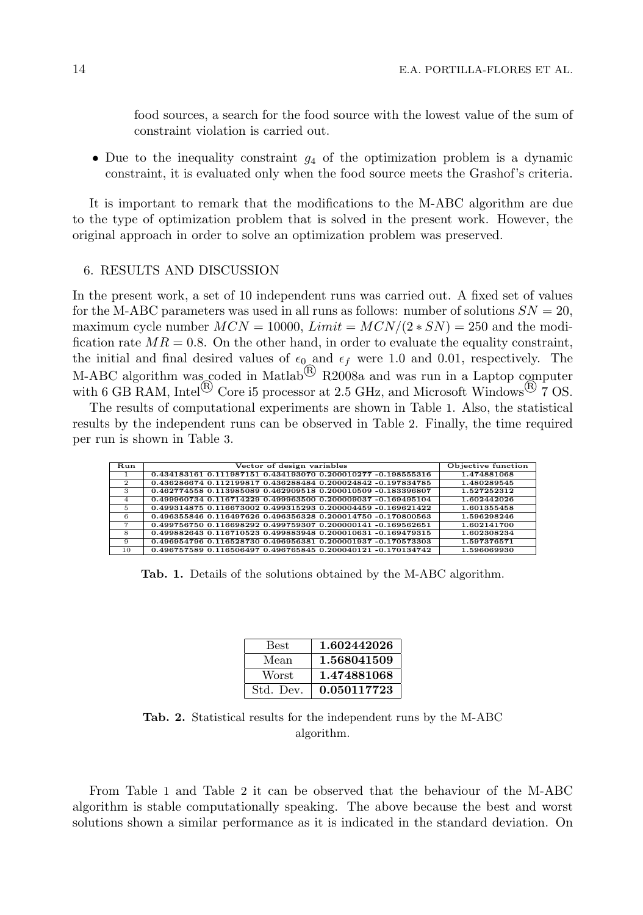food sources, a search for the food source with the lowest value of the sum of constraint violation is carried out.

- Due to the inequality constraint $g_4$ of the optimization problem is a dynamic constraint, it is evaluated only when the food source meets the Grashof's criteria.

It is important to remark that the modifications to the M-ABC algorithm are due to the type of optimization problem that is solved in the present work. However, the original approach in order to solve an optimization problem was preserved.

## 6. RESULTS AND DISCUSSION

In the present work, a set of 10 independent runs was carried out. A fixed set of values for the M-ABC parameters was used in all runs as follows: number of solutions $SN = 20$, maximum cycle number $MCN = 10000$, $Limit = MCN/(2 * SN) = 250$ and the modification rate $MR = 0.8$. On the other hand, in order to evaluate the equality constraint, the initial and final desired values of $\epsilon_0$ and $\epsilon_f$ were 1.0 and 0.01, respectively. The M-ABC algorithm was coded in Matlab® R2008a and was run in a Laptop computer with 6 GB RAM, Intel® Core i5 processor at 2.5 GHz, and Microsoft Windows® 7 OS.

The results of computational experiments are shown in Table 1. Also, the statistical results by the independent runs can be observed in Table 2. Finally, the time required per run is shown in Table 3.

| Run | Vector of design variables | Objective function |
|---|---|---|
| 1 | 0.434183161 0.111987151 0.434193070 0.200010277 -0.198555316 | 1.474881068 |
| 2 | 0.436286674 0.112199817 0.436288484 0.200024842 -0.197834785 | 1.480289545 |
| 3 | 0.462774558 0.113985089 0.462909518 0.200010509 -0.183396807 | 1.527252312 |
| 4 | 0.499960734 0.116714229 0.499963500 0.200009037 -0.169495104 | 1.602442026 |
| 5 | 0.499314875 0.116673002 0.499315293 0.200004459 -0.169621422 | 1.601355458 |
| 6 | 0.496355846 0.116497626 0.496356328 0.200014750 -0.170800563 | 1.596298246 |
| 7 | 0.499756750 0.116698292 0.499759307 0.200000141 -0.169562651 | 1.602141700 |
| 8 | 0.499882643 0.116710523 0.499883948 0.200010631 -0.169479315 | 1.602308234 |
| 9 | 0.496954796 0.116528730 0.496956381 0.200001937 -0.170573303 | 1.597376571 |
| 10 | 0.496757589 0.116506497 0.496765845 0.200040121 -0.170134742 | 1.596069930 |

**Tab. 1.** Details of the solutions obtained by the M-ABC algorithm.

| | |
|---|---|
| Best | **1.602442026** |
| Mean | **1.568041509** |
| Worst | **1.474881068** |
| Std. Dev. | **0.050117723** |

**Tab. 2.** Statistical results for the independent runs by the M-ABC algorithm.

From Table 1 and Table 2 it can be observed that the behaviour of the M-ABC algorithm is stable computationally speaking. The above because the best and worst solutions shown a similar performance as it is indicated in the standard deviation. On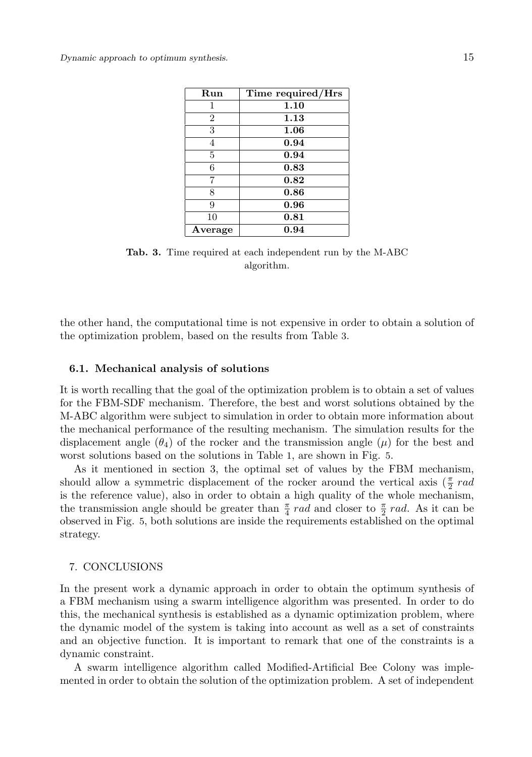| Run | Time required/Hrs |
|---|---|
| 1 | **1.10** |
| 2 | **1.13** |
| 3 | **1.06** |
| 4 | **0.94** |
| 5 | **0.94** |
| 6 | **0.83** |
| 7 | **0.82** |
| 8 | **0.86** |
| 9 | **0.96** |
| 10 | **0.81** |
| **Average** | **0.94** |

**Tab. 3.** Time required at each independent run by the M-ABC algorithm.

the other hand, the computational time is not expensive in order to obtain a solution of the optimization problem, based on the results from Table 3.

### 6.1. Mechanical analysis of solutions

It is worth recalling that the goal of the optimization problem is to obtain a set of values for the FBM-SDF mechanism. Therefore, the best and worst solutions obtained by the M-ABC algorithm were subject to simulation in order to obtain more information about the mechanical performance of the resulting mechanism. The simulation results for the displacement angle ($\theta_4$) of the rocker and the transmission angle ($\mu$) for the best and worst solutions based on the solutions in Table 1, are shown in Fig. 5.

As it mentioned in section 3, the optimal set of values by the FBM mechanism, should allow a symmetric displacement of the rocker around the vertical axis ($\frac{\pi}{2}$ $rad$ is the reference value), also in order to obtain a high quality of the whole mechanism, the transmission angle should be greater than $\frac{\pi}{4}$ $rad$ and closer to $\frac{\pi}{2}$ $rad$. As it can be observed in Fig. 5, both solutions are inside the requirements established on the optimal strategy.

## 7. CONCLUSIONS

In the present work a dynamic approach in order to obtain the optimum synthesis of a FBM mechanism using a swarm intelligence algorithm was presented. In order to do this, the mechanical synthesis is established as a dynamic optimization problem, where the dynamic model of the system is taking into account as well as a set of constraints and an objective function. It is important to remark that one of the constraints is a dynamic constraint.

A swarm intelligence algorithm called Modified-Artificial Bee Colony was implemented in order to obtain the solution of the optimization problem. A set of independent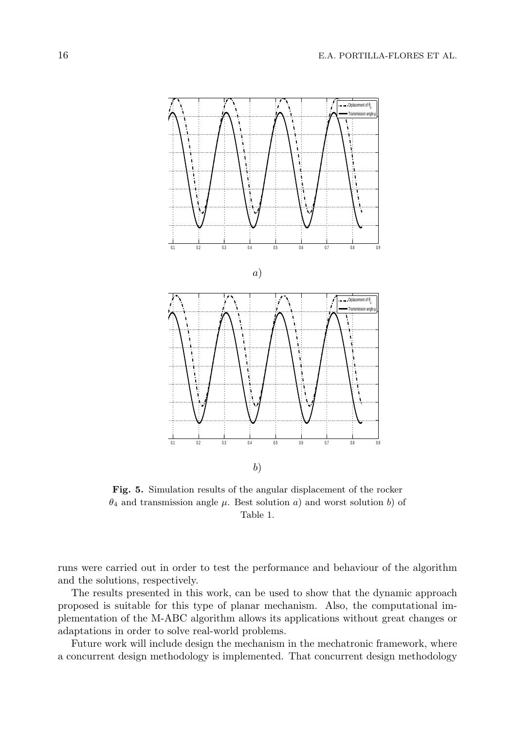*a*)

*b*)

**Fig. 5.** Simulation results of the angular displacement of the rocker $\theta_4$ and transmission angle $\mu$. Best solution *a*) and worst solution *b*) of Table 1.

runs were carried out in order to test the performance and behaviour of the algorithm and the solutions, respectively.

The results presented in this work, can be used to show that the dynamic approach proposed is suitable for this type of planar mechanism. Also, the computational implementation of the M-ABC algorithm allows its applications without great changes or adaptations in order to solve real-world problems.

Future work will include design the mechanism in the mechatronic framework, where a concurrent design methodology is implemented. That concurrent design methodology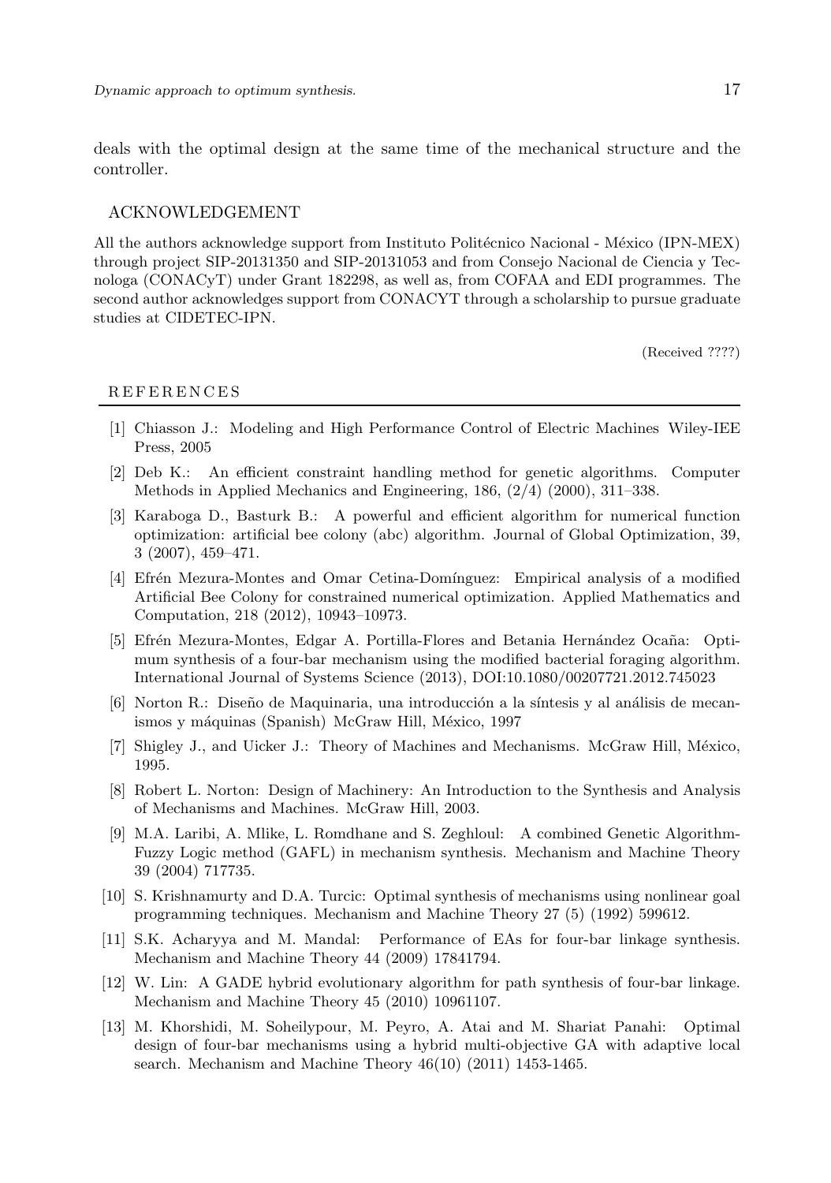deals with the optimal design at the same time of the mechanical structure and the controller.

## ACKNOWLEDGEMENT

All the authors acknowledge support from Instituto Politécnico Nacional - México (IPN-MEX) through project SIP-20131350 and SIP-20131053 and from Consejo Nacional de Ciencia y Tecnologa (CONACyT) under Grant 182298, as well as, from COFAA and EDI programmes. The second author acknowledges support from CONACYT through a scholarship to pursue graduate studies at CIDETEC-IPN.

(Received ????)

## REFERENCES

[1] Chiasson J.: Modeling and High Performance Control of Electric Machines Wiley-IEE Press, 2005

[2] Deb K.: An efficient constraint handling method for genetic algorithms. Computer Methods in Applied Mechanics and Engineering, 186, (2/4) (2000), 311–338.

[3] Karaboga D., Basturk B.: A powerful and efficient algorithm for numerical function optimization: artificial bee colony (abc) algorithm. Journal of Global Optimization, 39, 3 (2007), 459–471.

[4] Efrén Mezura-Montes and Omar Cetina-Domínguez: Empirical analysis of a modified Artificial Bee Colony for constrained numerical optimization. Applied Mathematics and Computation, 218 (2012), 10943–10973.

[5] Efrén Mezura-Montes, Edgar A. Portilla-Flores and Betania Hernández Ocaña: Optimum synthesis of a four-bar mechanism using the modified bacterial foraging algorithm. International Journal of Systems Science (2013), DOI:10.1080/00207721.2012.745023

[6] Norton R.: Diseño de Maquinaria, una introducción a la síntesis y al análisis de mecanismos y máquinas (Spanish) McGraw Hill, México, 1997

[7] Shigley J., and Uicker J.: Theory of Machines and Mechanisms. McGraw Hill, México, 1995.

[8] Robert L. Norton: Design of Machinery: An Introduction to the Synthesis and Analysis of Mechanisms and Machines. McGraw Hill, 2003.

[9] M.A. Laribi, A. Mlike, L. Romdhane and S. Zeghloul: A combined Genetic Algorithm-Fuzzy Logic method (GAFL) in mechanism synthesis. Mechanism and Machine Theory 39 (2004) 717735.

[10] S. Krishnamurty and D.A. Turcic: Optimal synthesis of mechanisms using nonlinear goal programming techniques. Mechanism and Machine Theory 27 (5) (1992) 599612.

[11] S.K. Acharyya and M. Mandal: Performance of EAs for four-bar linkage synthesis. Mechanism and Machine Theory 44 (2009) 17841794.

[12] W. Lin: A GADE hybrid evolutionary algorithm for path synthesis of four-bar linkage. Mechanism and Machine Theory 45 (2010) 10961107.

[13] M. Khorshidi, M. Soheilypour, M. Peyro, A. Atai and M. Shariat Panahi: Optimal design of four-bar mechanisms using a hybrid multi-objective GA with adaptive local search. Mechanism and Machine Theory 46(10) (2011) 1453-1465.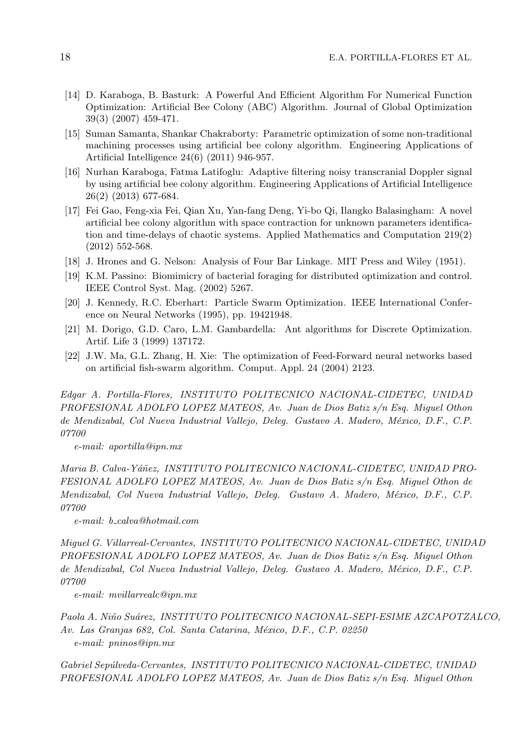[14] D. Karaboga, B. Basturk: A Powerful And Efficient Algorithm For Numerical Function Optimization: Artificial Bee Colony (ABC) Algorithm. Journal of Global Optimization 39(3) (2007) 459-471.

[15] Suman Samanta, Shankar Chakraborty: Parametric optimization of some non-traditional machining processes using artificial bee colony algorithm. Engineering Applications of Artificial Intelligence 24(6) (2011) 946-957.

[16] Nurhan Karaboga, Fatma Latifoglu: Adaptive filtering noisy transcranial Doppler signal by using artificial bee colony algorithm. Engineering Applications of Artificial Intelligence 26(2) (2013) 677-684.

[17] Fei Gao, Feng-xia Fei, Qian Xu, Yan-fang Deng, Yi-bo Qi, Ilangko Balasingham: A novel artificial bee colony algorithm with space contraction for unknown parameters identification and time-delays of chaotic systems. Applied Mathematics and Computation 219(2) (2012) 552-568.

[18] J. Hrones and G. Nelson: Analysis of Four Bar Linkage. MIT Press and Wiley (1951).

[19] K.M. Passino: Biomimicry of bacterial foraging for distributed optimization and control. IEEE Control Syst. Mag. (2002) 5267.

[20] J. Kennedy, R.C. Eberhart: Particle Swarm Optimization. IEEE International Conference on Neural Networks (1995), pp. 19421948.

[21] M. Dorigo, G.D. Caro, L.M. Gambardella: Ant algorithms for Discrete Optimization. Artif. Life 3 (1999) 137172.

[22] J.W. Ma, G.L. Zhang, H. Xie: The optimization of Feed-Forward neural networks based on artificial fish-swarm algorithm. Comput. Appl. 24 (2004) 2123.

*Edgar A. Portilla-Flores, INSTITUTO POLITECNICO NACIONAL-CIDETEC, UNIDAD PROFESIONAL ADOLFO LOPEZ MATEOS, Av. Juan de Dios Batiz s/n Esq. Miguel Othon de Mendizabal, Col Nueva Industrial Vallejo, Deleg. Gustavo A. Madero, México, D.F., C.P. 07700*

*e-mail: aportilla@ipn.mx*

*Maria B. Calva-Yáñez, INSTITUTO POLITECNICO NACIONAL-CIDETEC, UNIDAD PROFESIONAL ADOLFO LOPEZ MATEOS, Av. Juan de Dios Batiz s/n Esq. Miguel Othon de Mendizabal, Col Nueva Industrial Vallejo, Deleg. Gustavo A. Madero, México, D.F., C.P. 07700*

*e-mail: b_calva@hotmail.com*

*Miguel G. Villarreal-Cervantes, INSTITUTO POLITECNICO NACIONAL-CIDETEC, UNIDAD PROFESIONAL ADOLFO LOPEZ MATEOS, Av. Juan de Dios Batiz s/n Esq. Miguel Othon de Mendizabal, Col Nueva Industrial Vallejo, Deleg. Gustavo A. Madero, México, D.F., C.P. 07700*

*e-mail: mvillarrealc@ipn.mx*

*Paola A. Niño Suárez, INSTITUTO POLITECNICO NACIONAL-SEPI-ESIME AZCAPOTZALCO, Av. Las Granjas 682, Col. Santa Catarina, México, D.F., C.P. 02250*

*e-mail: pninos@ipn.mx*

*Gabriel Sepúlveda-Cervantes, INSTITUTO POLITECNICO NACIONAL-CIDETEC, UNIDAD PROFESIONAL ADOLFO LOPEZ MATEOS, Av. Juan de Dios Batiz s/n Esq. Miguel Othon*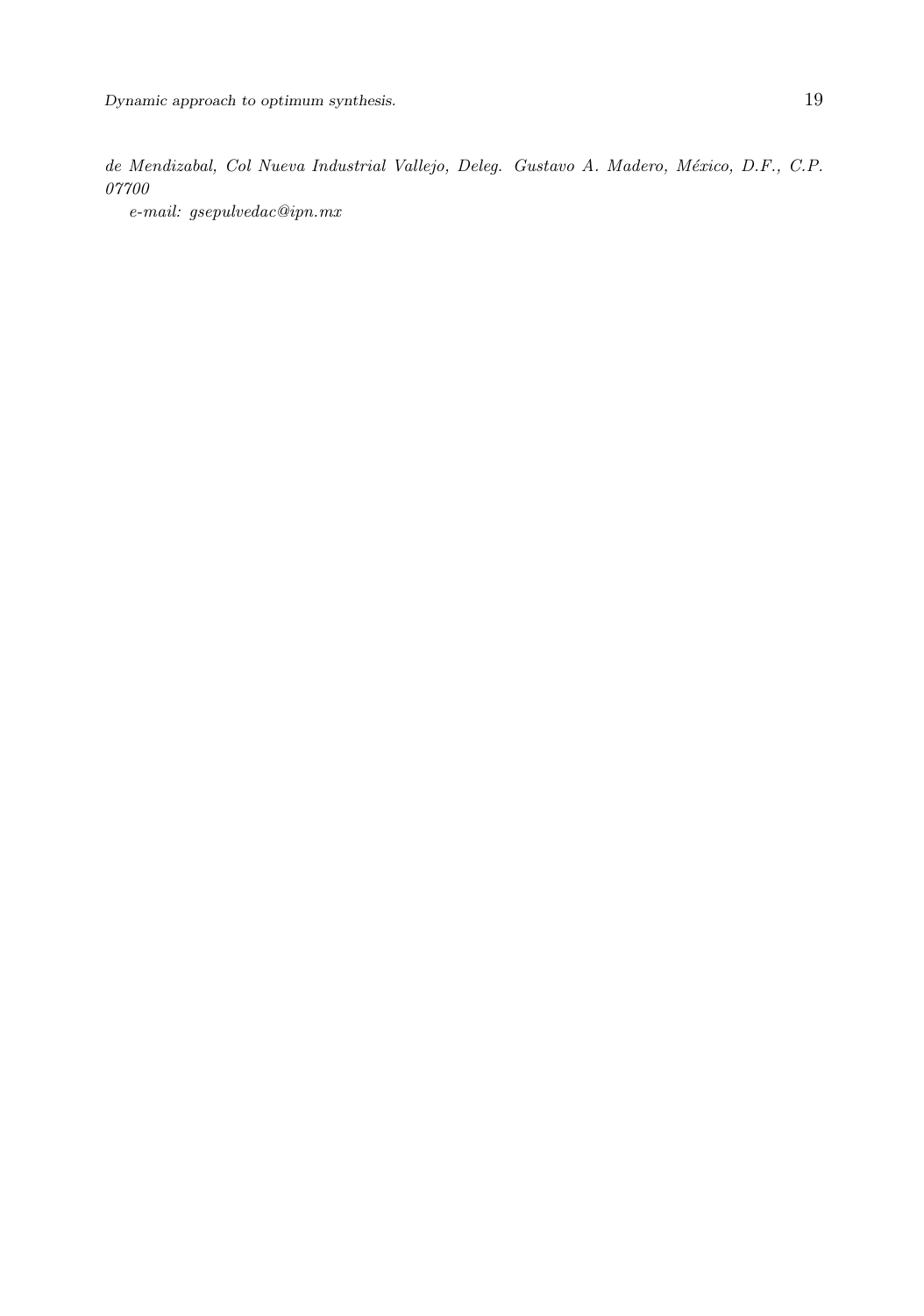*de Mendizabal, Col Nueva Industrial Vallejo, Deleg. Gustavo A. Madero, México, D.F., C.P. 07700*

*e-mail: gsepulvedac@ipn.mx*